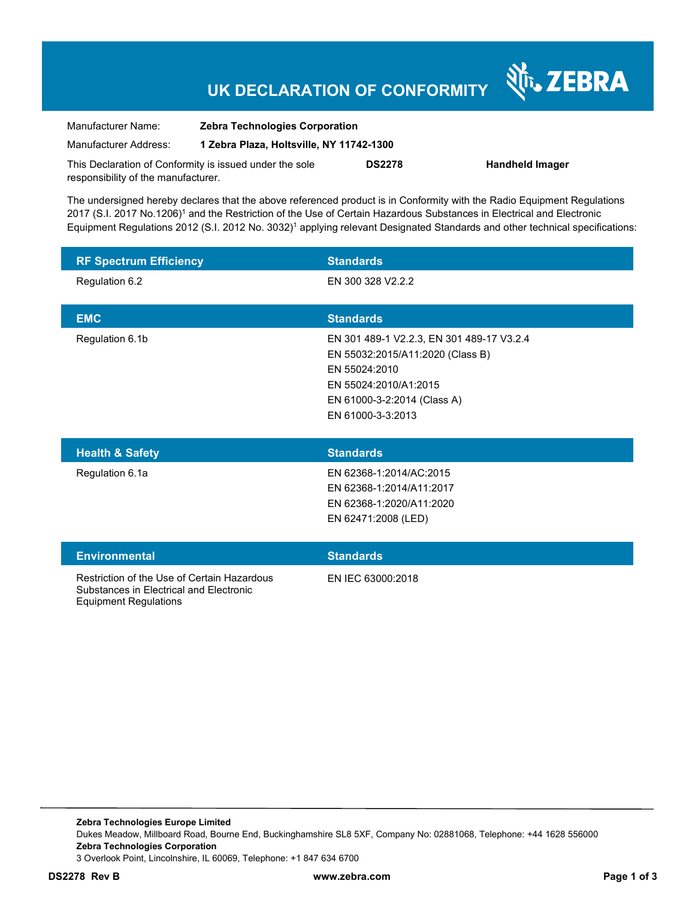# UK DECLARATION OF CONFORMITY

ZEBRA

| | |
|---|---|
| Manufacturer Name: | **Zebra Technologies Corporation** |
| Manufacturer Address: | **1 Zebra Plaza, Holtsville, NY 11742-1300** |

This Declaration of Conformity is issued under the sole responsibility of the manufacturer. **DS2278** **Handheld Imager**

The undersigned hereby declares that the above referenced product is in Conformity with the Radio Equipment Regulations 2017 (S.I. 2017 No.1206)[1] and the Restriction of the Use of Certain Hazardous Substances in Electrical and Electronic Equipment Regulations 2012 (S.I. 2012 No. 3032)[1] applying relevant Designated Standards and other technical specifications:

| RF Spectrum Efficiency | Standards |
|---|---|
| Regulation 6.2 | EN 300 328 V2.2.2 |

| EMC | Standards |
|---|---|
| Regulation 6.1b | EN 301 489-1 V2.2.3, EN 301 489-17 V3.2.4<br>EN 55032:2015/A11:2020 (Class B)<br>EN 55024:2010<br>EN 55024:2010/A1:2015<br>EN 61000-3-2:2014 (Class A)<br>EN 61000-3-3:2013 |

| Health & Safety | Standards |
|---|---|
| Regulation 6.1a | EN 62368-1:2014/AC:2015<br>EN 62368-1:2014/A11:2017<br>EN 62368-1:2020/A11:2020<br>EN 62471:2008 (LED) |

| Environmental | Standards |
|---|---|
| Restriction of the Use of Certain Hazardous Substances in Electrical and Electronic Equipment Regulations | EN IEC 63000:2018 |

**Zebra Technologies Europe Limited**
Dukes Meadow, Millboard Road, Bourne End, Buckinghamshire SL8 5XF, Company No: 02881068, Telephone: +44 1628 556000
**Zebra Technologies Corporation**
3 Overlook Point, Lincolnshire, IL 60069, Telephone: +1 847 634 6700

**DS2278 Rev B** **www.zebra.com**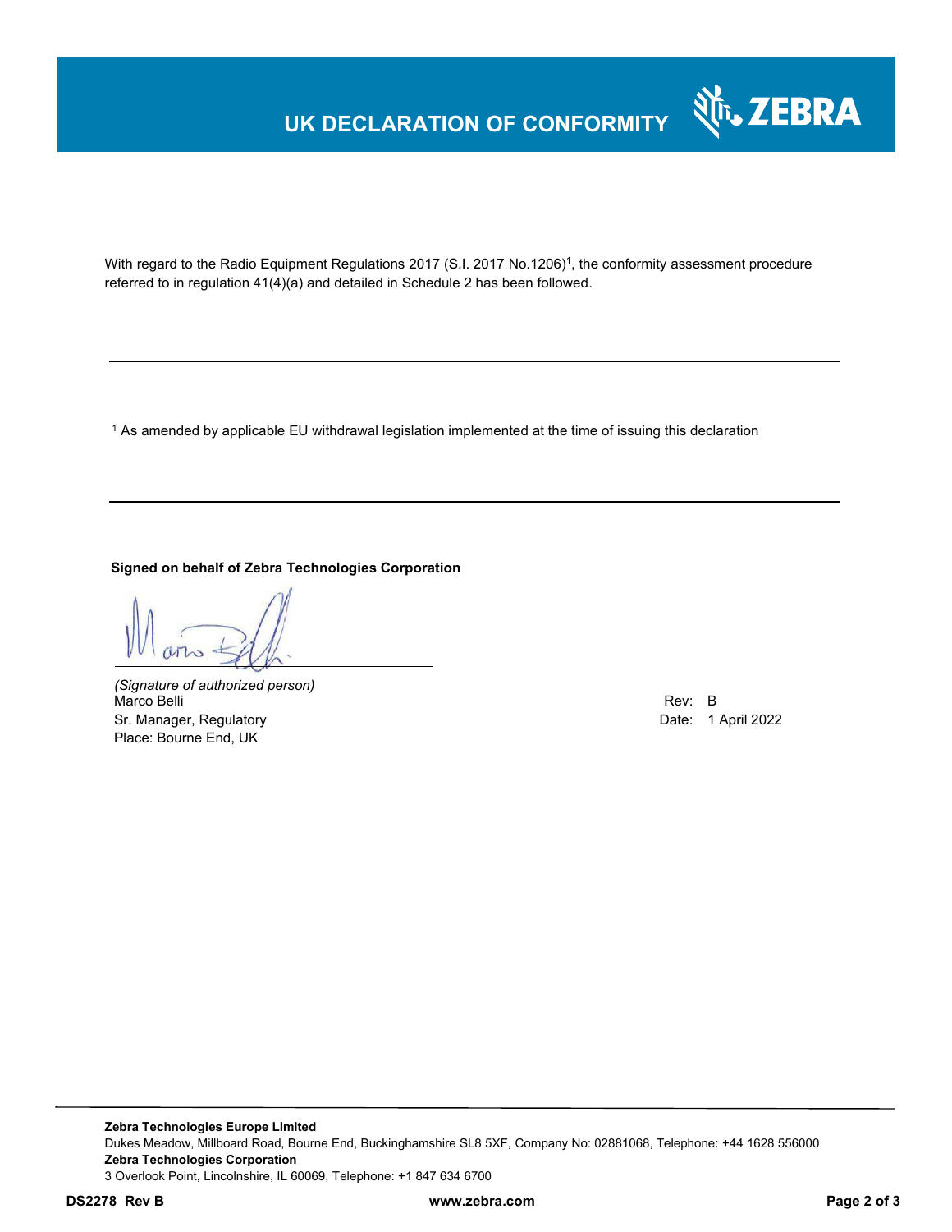# UK DECLARATION OF CONFORMITY

With regard to the Radio Equipment Regulations 2017 (S.I. 2017 No.1206)[1], the conformity assessment procedure referred to in regulation 41(4)(a) and detailed in Schedule 2 has been followed.

---

[1] As amended by applicable EU withdrawal legislation implemented at the time of issuing this declaration

---

**Signed on behalf of Zebra Technologies Corporation**

*(Signature of authorized person)*
Marco Belli
Sr. Manager, Regulatory
Place: Bourne End, UK

Rev: B
Date: 1 April 2022

---

**Zebra Technologies Europe Limited**
Dukes Meadow, Millboard Road, Bourne End, Buckinghamshire SL8 5XF, Company No: 02881068, Telephone: +44 1628 556000
**Zebra Technologies Corporation**
3 Overlook Point, Lincolnshire, IL 60069, Telephone: +1 847 634 6700

**DS2278 Rev B** **www.zebra.com**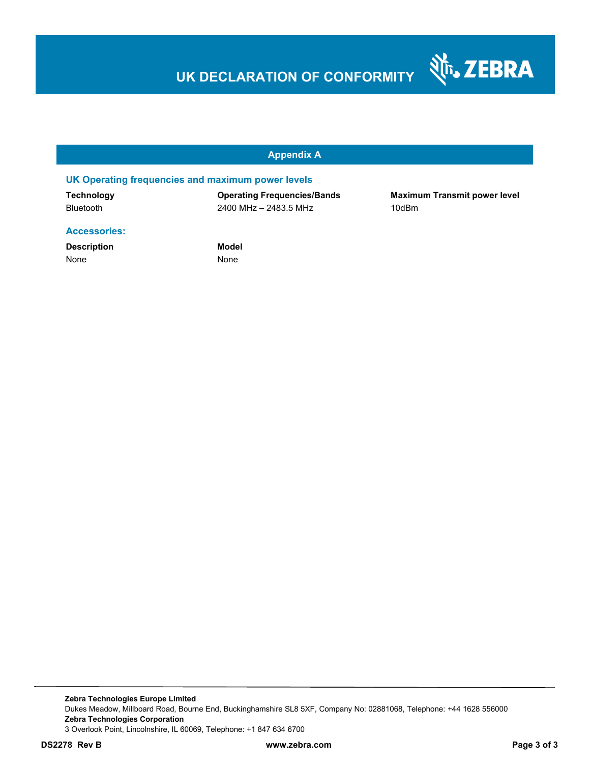# UK DECLARATION OF CONFORMITY

## Appendix A

### UK Operating frequencies and maximum power levels

| Technology | Operating Frequencies/Bands | Maximum Transmit power level |
| --- | --- | --- |
| Bluetooth | 2400 MHz – 2483.5 MHz | 10dBm |

### Accessories:

| Description | Model |
| --- | --- |
| None | None |

**Zebra Technologies Europe Limited**
Dukes Meadow, Millboard Road, Bourne End, Buckinghamshire SL8 5XF, Company No: 02881068, Telephone: +44 1628 556000
**Zebra Technologies Corporation**
3 Overlook Point, Lincolnshire, IL 60069, Telephone: +1 847 634 6700

**DS2278 Rev B** **www.zebra.com**